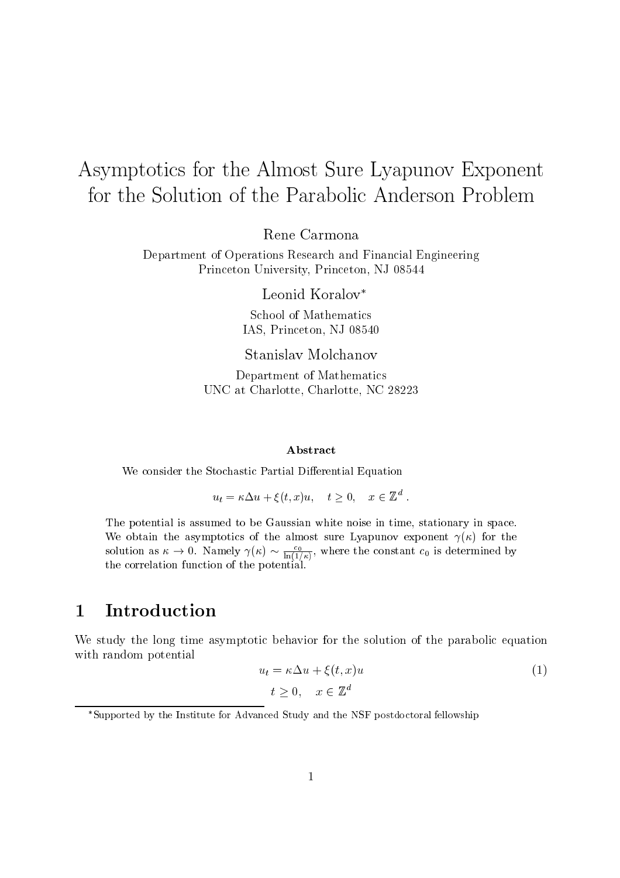# Asymptotics for the Almost Sure Lyapunov Exponent for the Solution of the Parabolic Anderson Problem

Rene Carmona

Department of Operations Research and Financial Engineering
Princeton University, Princeton, NJ 08544

Leonid Koralov*

School of Mathematics
IAS, Princeton, NJ 08540

Stanislav Molchanov

Department of Mathematics
UNC at Charlotte, Charlotte, NC 28223

**Abstract**

We consider the Stochastic Partial Differential Equation

$$u_t = \kappa \Delta u + \xi(t,x)u, \quad t \geq 0, \quad x \in \mathbb{Z}^d .$$

The potential is assumed to be Gaussian white noise in time, stationary in space. We obtain the asymptotics of the almost sure Lyapunov exponent $\gamma(\kappa)$ for the solution as $\kappa \to 0$. Namely $\gamma(\kappa) \sim \frac{c_0}{\ln(1/\kappa)}$, where the constant $c_0$ is determined by the correlation function of the potential.

## 1 Introduction

We study the long time asymptotic behavior for the solution of the parabolic equation with random potential

$$u_t = \kappa \Delta u + \xi(t,x)u \tag{1}$$
$$t \geq 0, \quad x \in \mathbb{Z}^d$$

*Supported by the Institute for Advanced Study and the NSF postdoctoral fellowship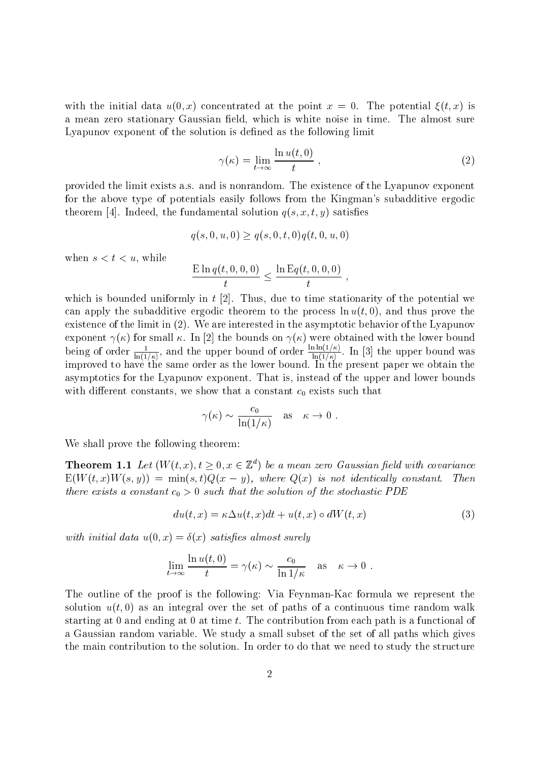with the initial data $u(0,x)$ concentrated at the point $x = 0$. The potential $\xi(t,x)$ is a mean zero stationary Gaussian field, which is white noise in time. The almost sure Lyapunov exponent of the solution is defined as the following limit

$$\gamma(\kappa) = \lim_{t\to\infty} \frac{\ln u(t,0)}{t} , \tag{2}$$

provided the limit exists a.s. and is nonrandom. The existence of the Lyapunov exponent for the above type of potentials easily follows from the Kingman's subadditive ergodic theorem [4]. Indeed, the fundamental solution $q(s,x,t,y)$ satisfies

$$q(s,0,u,0) \geq q(s,0,t,0)q(t,0,u,0)$$

when $s < t < u$, while

$$\frac{\mathrm{E}\ln q(t,0,0,0)}{t} \leq \frac{\ln \mathrm{E}q(t,0,0,0)}{t} ,$$

which is bounded uniformly in $t$ [2]. Thus, due to time stationarity of the potential we can apply the subadditive ergodic theorem to the process $\ln u(t,0)$, and thus prove the existence of the limit in (2). We are interested in the asymptotic behavior of the Lyapunov exponent $\gamma(\kappa)$ for small $\kappa$. In [2] the bounds on $\gamma(\kappa)$ were obtained with the lower bound being of order $\frac{1}{\ln(1/\kappa)}$, and the upper bound of order $\frac{\ln\ln(1/\kappa)}{\ln(1/\kappa)}$. In [3] the upper bound was improved to have the same order as the lower bound. In the present paper we obtain the asymptotics for the Lyapunov exponent. That is, instead of the upper and lower bounds with different constants, we show that a constant $c_0$ exists such that

$$\gamma(\kappa) \sim \frac{c_0}{\ln(1/\kappa)} \quad \text{as} \quad \kappa \to 0 .$$

We shall prove the following theorem:

**Theorem 1.1** *Let $(W(t,x), t \geq 0, x \in \mathbb{Z}^d)$ be a mean zero Gaussian field with covariance $\mathrm{E}(W(t,x)W(s,y)) = \min(s,t)Q(x-y)$, where $Q(x)$ is not identically constant. Then there exists a constant $c_0 > 0$ such that the solution of the stochastic PDE*

$$du(t,x) = \kappa\Delta u(t,x)dt + u(t,x) \circ dW(t,x) \tag{3}$$

*with initial data $u(0,x) = \delta(x)$ satisfies almost surely*

$$\lim_{t\to\infty} \frac{\ln u(t,0)}{t} = \gamma(\kappa) \sim \frac{c_0}{\ln 1/\kappa} \quad \text{as} \quad \kappa \to 0 .$$

The outline of the proof is the following: Via Feynman-Kac formula we represent the solution $u(t,0)$ as an integral over the set of paths of a continuous time random walk starting at 0 and ending at 0 at time $t$. The contribution from each path is a functional of a Gaussian random variable. We study a small subset of the set of all paths which gives the main contribution to the solution. In order to do that we need to study the structure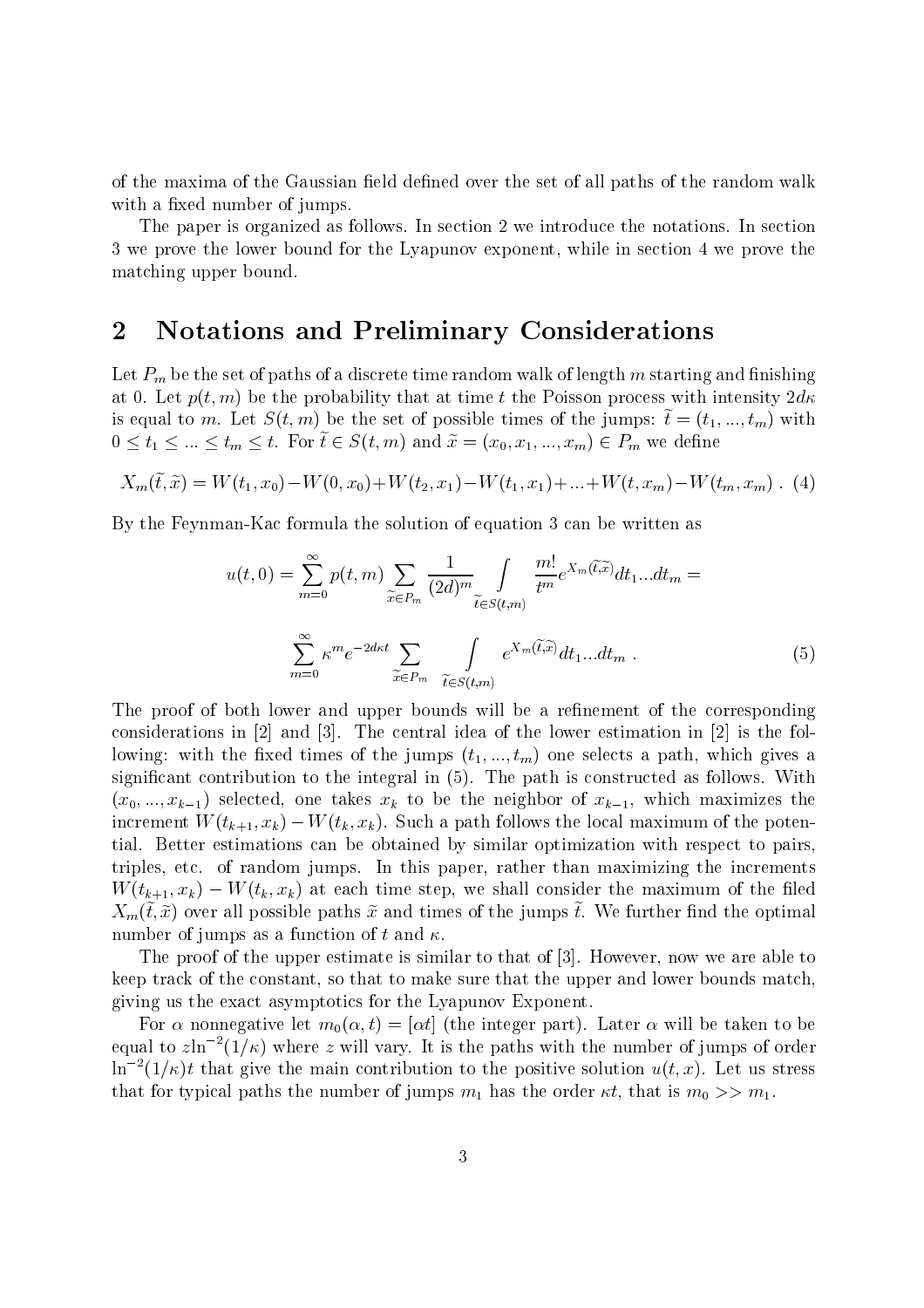of the maxima of the Gaussian field defined over the set of all paths of the random walk with a fixed number of jumps.

The paper is organized as follows. In section 2 we introduce the notations. In section 3 we prove the lower bound for the Lyapunov exponent, while in section 4 we prove the matching upper bound.

## 2 Notations and Preliminary Considerations

Let $P_m$ be the set of paths of a discrete time random walk of length $m$ starting and finishing at 0. Let $p(t, m)$ be the probability that at time $t$ the Poisson process with intensity $2d\kappa$ is equal to $m$. Let $S(t, m)$ be the set of possible times of the jumps: $\widetilde{t} = (t_1, ..., t_m)$ with $0 \le t_1 \le ... \le t_m \le t$. For $\widetilde{t} \in S(t, m)$ and $\widetilde{x} = (x_0, x_1, ..., x_m) \in P_m$ we define

$$X_m(\widetilde{t}, \widetilde{x}) = W(t_1, x_0) - W(0, x_0) + W(t_2, x_1) - W(t_1, x_1) + ... + W(t, x_m) - W(t_m, x_m) \; . \quad (4)$$

By the Feynman-Kac formula the solution of equation 3 can be written as

$$u(t, 0) = \sum_{m=0}^{\infty} p(t, m) \sum_{\widetilde{x} \in P_m} \frac{1}{(2d)^m} \int_{\widetilde{t} \in S(t,m)} \frac{m!}{t^m} e^{X_m(\widetilde{t}, \widetilde{x})} dt_1 ... dt_m =$$

$$\sum_{m=0}^{\infty} \kappa^m e^{-2d\kappa t} \sum_{\widetilde{x} \in P_m} \int_{\widetilde{t} \in S(t,m)} e^{X_m(\widetilde{t}, \widetilde{x})} dt_1 ... dt_m \; . \quad (5)$$

The proof of both lower and upper bounds will be a refinement of the corresponding considerations in [2] and [3]. The central idea of the lower estimation in [2] is the following: with the fixed times of the jumps $(t_1, ..., t_m)$ one selects a path, which gives a significant contribution to the integral in (5). The path is constructed as follows. With $(x_0, ..., x_{k-1})$ selected, one takes $x_k$ to be the neighbor of $x_{k-1}$, which maximizes the increment $W(t_{k+1}, x_k) - W(t_k, x_k)$. Such a path follows the local maximum of the potential. Better estimations can be obtained by similar optimization with respect to pairs, triples, etc. of random jumps. In this paper, rather than maximizing the increments $W(t_{k+1}, x_k) - W(t_k, x_k)$ at each time step, we shall consider the maximum of the filed $X_m(\widetilde{t}, \widetilde{x})$ over all possible paths $\widetilde{x}$ and times of the jumps $\widetilde{t}$. We further find the optimal number of jumps as a function of $t$ and $\kappa$.

The proof of the upper estimate is similar to that of [3]. However, now we are able to keep track of the constant, so that to make sure that the upper and lower bounds match, giving us the exact asymptotics for the Lyapunov Exponent.

For $\alpha$ nonnegative let $m_0(\alpha, t) = [\alpha t]$ (the integer part). Later $\alpha$ will be taken to be equal to $z \ln^{-2}(1/\kappa)$ where $z$ will vary. It is the paths with the number of jumps of order $\ln^{-2}(1/\kappa) t$ that give the main contribution to the positive solution $u(t, x)$. Let us stress that for typical paths the number of jumps $m_1$ has the order $\kappa t$, that is $m_0 >> m_1$.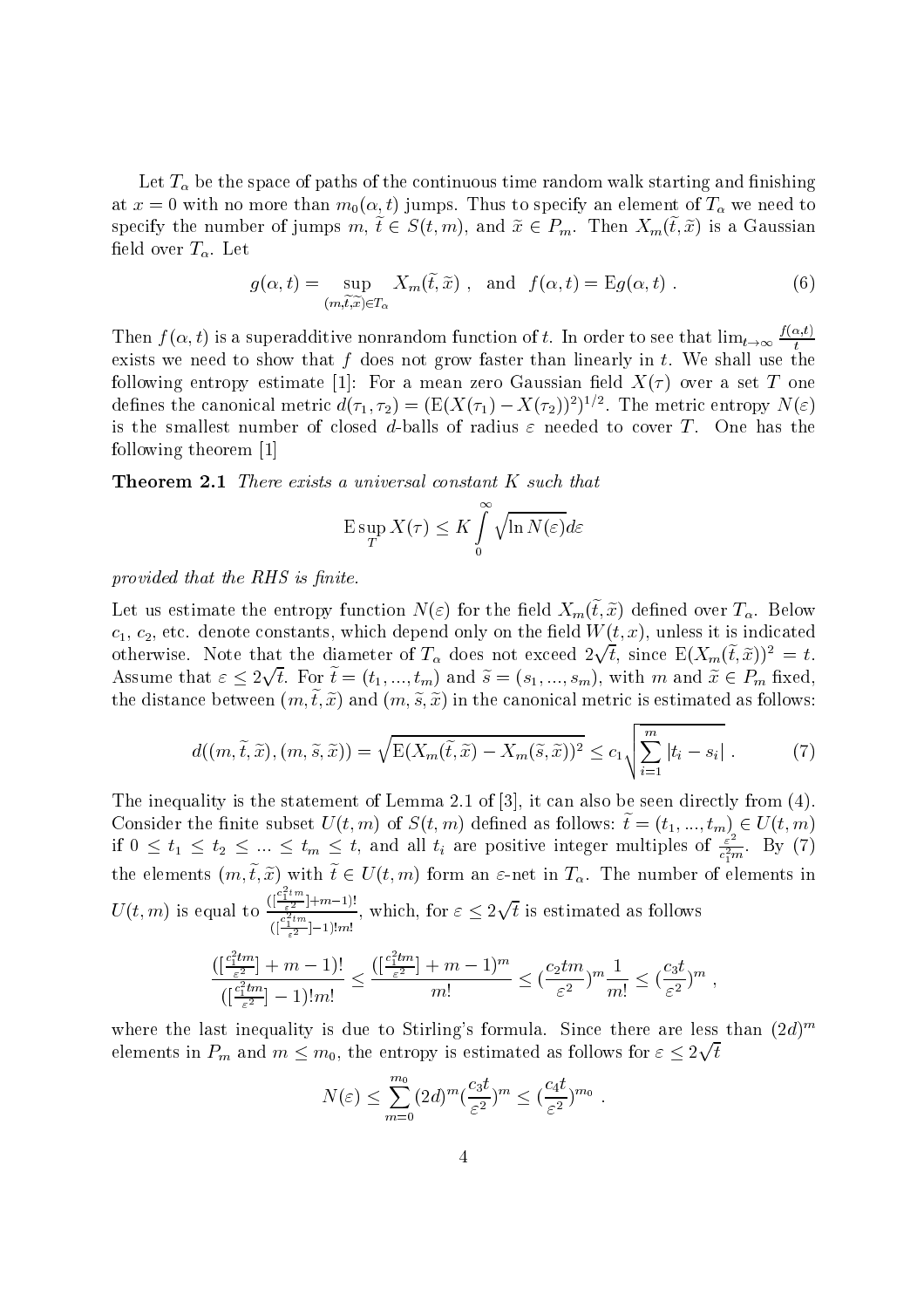Let $T_\alpha$ be the space of paths of the continuous time random walk starting and finishing at $x = 0$ with no more than $m_0(\alpha, t)$ jumps. Thus to specify an element of $T_\alpha$ we need to specify the number of jumps $m$, $\widetilde{t} \in S(t, m)$, and $\widetilde{x} \in P_m$. Then $X_m(\widetilde{t}, \widetilde{x})$ is a Gaussian field over $T_\alpha$. Let

$$g(\alpha, t) = \sup_{(m, \widetilde{t}, \widetilde{x}) \in T_\alpha} X_m(\widetilde{t}, \widetilde{x}) \ , \quad \text{and} \quad f(\alpha, t) = \mathrm{E} g(\alpha, t) \ . \tag{6}$$

Then $f(\alpha, t)$ is a superadditive nonrandom function of $t$. In order to see that $\lim_{t \to \infty} \frac{f(\alpha, t)}{t}$ exists we need to show that $f$ does not grow faster than linearly in $t$. We shall use the following entropy estimate [1]: For a mean zero Gaussian field $X(\tau)$ over a set $T$ one defines the canonical metric $d(\tau_1, \tau_2) = (\mathrm{E}(X(\tau_1) - X(\tau_2))^2)^{1/2}$. The metric entropy $N(\varepsilon)$ is the smallest number of closed $d$-balls of radius $\varepsilon$ needed to cover $T$. One has the following theorem [1]

**Theorem 2.1** *There exists a universal constant $K$ such that*

$$\mathrm{E} \sup_T X(\tau) \leq K \int_0^\infty \sqrt{\ln N(\varepsilon)} d\varepsilon$$

*provided that the RHS is finite.*

Let us estimate the entropy function $N(\varepsilon)$ for the field $X_m(\widetilde{t}, \widetilde{x})$ defined over $T_\alpha$. Below $c_1$, $c_2$, etc. denote constants, which depend only on the field $W(t, x)$, unless it is indicated otherwise. Note that the diameter of $T_\alpha$ does not exceed $2\sqrt{t}$, since $\mathrm{E}(X_m(\widetilde{t}, \widetilde{x}))^2 = t$. Assume that $\varepsilon \leq 2\sqrt{t}$. For $\widetilde{t} = (t_1, ..., t_m)$ and $\widetilde{s} = (s_1, ..., s_m)$, with $m$ and $\widetilde{x} \in P_m$ fixed, the distance between $(m, \widetilde{t}, \widetilde{x})$ and $(m, \widetilde{s}, \widetilde{x})$ in the canonical metric is estimated as follows:

$$d((m, \widetilde{t}, \widetilde{x}), (m, \widetilde{s}, \widetilde{x})) = \sqrt{\mathrm{E}(X_m(\widetilde{t}, \widetilde{x}) - X_m(\widetilde{s}, \widetilde{x}))^2} \leq c_1 \sqrt{\sum_{i=1}^m |t_i - s_i|} \ . \tag{7}$$

The inequality is the statement of Lemma 2.1 of [3], it can also be seen directly from (4). Consider the finite subset $U(t, m)$ of $S(t, m)$ defined as follows: $\widetilde{t} = (t_1, ..., t_m) \in U(t, m)$ if $0 \leq t_1 \leq t_2 \leq ... \leq t_m \leq t$, and all $t_i$ are positive integer multiples of $\frac{\varepsilon^2}{c_1^2 m}$. By (7) the elements $(m, \widetilde{t}, \widetilde{x})$ with $\widetilde{t} \in U(t, m)$ form an $\varepsilon$-net in $T_\alpha$. The number of elements in $U(t, m)$ is equal to $\frac{([\frac{c_1^2 tm}{\varepsilon^2}] + m - 1)!}{([\frac{c_1^2 tm}{\varepsilon^2}] - 1)! m!}$, which, for $\varepsilon \leq 2\sqrt{t}$ is estimated as follows

$$\frac{([\frac{c_1^2 tm}{\varepsilon^2}] + m - 1)!}{([\frac{c_1^2 tm}{\varepsilon^2}] - 1)! m!} \leq \frac{([\frac{c_1^2 tm}{\varepsilon^2}] + m - 1)^m}{m!} \leq (\frac{c_2 tm}{\varepsilon^2})^m \frac{1}{m!} \leq (\frac{c_3 t}{\varepsilon^2})^m \ ,$$

where the last inequality is due to Stirling's formula. Since there are less than $(2d)^m$ elements in $P_m$ and $m \leq m_0$, the entropy is estimated as follows for $\varepsilon \leq 2\sqrt{t}$

$$N(\varepsilon) \leq \sum_{m=0}^{m_0} (2d)^m (\frac{c_3 t}{\varepsilon^2})^m \leq (\frac{c_4 t}{\varepsilon^2})^{m_0} \ .$$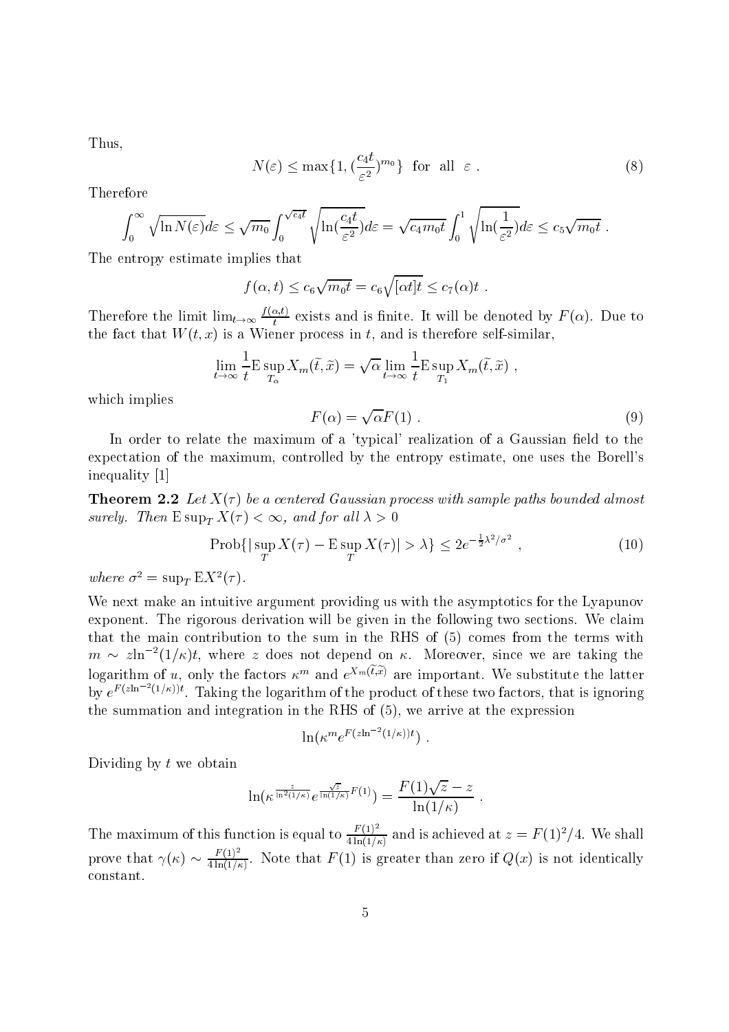Thus,

$$N(\varepsilon) \leq \max\{1, (\frac{c_4 t}{\varepsilon^2})^{m_0}\} \quad \text{for all} \quad \varepsilon \ . \tag{8}$$

Therefore

$$\int_0^\infty \sqrt{\ln N(\varepsilon)} d\varepsilon \leq \sqrt{m_0} \int_0^{\sqrt{c_4 t}} \sqrt{\ln(\frac{c_4 t}{\varepsilon^2})} d\varepsilon = \sqrt{c_4 m_0 t} \int_0^1 \sqrt{\ln(\frac{1}{\varepsilon^2})} d\varepsilon \leq c_5 \sqrt{m_0 t} \ .$$

The entropy estimate implies that

$$f(\alpha, t) \leq c_6 \sqrt{m_0 t} = c_6 \sqrt{[\alpha t] t} \leq c_7(\alpha) t \ .$$

Therefore the limit $\lim_{t\to\infty} \frac{f(\alpha,t)}{t}$ exists and is finite. It will be denoted by $F(\alpha)$. Due to the fact that $W(t, x)$ is a Wiener process in $t$, and is therefore self-similar,

$$\lim_{t\to\infty} \frac{1}{t} \mathrm{E} \sup_{T_\alpha} X_m(\widetilde{t}, \widetilde{x}) = \sqrt{\alpha} \lim_{t\to\infty} \frac{1}{t} \mathrm{E} \sup_{T_1} X_m(\widetilde{t}, \widetilde{x}) \ ,$$

which implies

$$F(\alpha) = \sqrt{\alpha} F(1) \ . \tag{9}$$

In order to relate the maximum of a 'typical' realization of a Gaussian field to the expectation of the maximum, controlled by the entropy estimate, one uses the Borell's inequality [1]

**Theorem 2.2** *Let $X(\tau)$ be a centered Gaussian process with sample paths bounded almost surely. Then $\mathrm{E}\sup_T X(\tau) < \infty$, and for all $\lambda > 0$*

$$\mathrm{Prob}\{|\sup_T X(\tau) - \mathrm{E}\sup_T X(\tau)| > \lambda\} \leq 2e^{-\frac{1}{2}\lambda^2/\sigma^2} \ , \tag{10}$$

*where $\sigma^2 = \sup_T \mathrm{E}X^2(\tau)$.*

We next make an intuitive argument providing us with the asymptotics for the Lyapunov exponent. The rigorous derivation will be given in the following two sections. We claim that the main contribution to the sum in the RHS of (5) comes from the terms with $m \sim z\ln^{-2}(1/\kappa)t$, where $z$ does not depend on $\kappa$. Moreover, since we are taking the logarithm of $u$, only the factors $\kappa^m$ and $e^{X_m(\widetilde{t}, \widetilde{x})}$ are important. We substitute the latter by $e^{F(z\ln^{-2}(1/\kappa))t}$. Taking the logarithm of the product of these two factors, that is ignoring the summation and integration in the RHS of (5), we arrive at the expression

$$\ln(\kappa^m e^{F(z\ln^{-2}(1/\kappa))t}) \ .$$

Dividing by $t$ we obtain

$$\ln(\kappa^{\frac{z}{\ln^2(1/\kappa)}} e^{\frac{\sqrt{z}}{\ln(1/\kappa)}F(1)}) = \frac{F(1)\sqrt{z} - z}{\ln(1/\kappa)} \ .$$

The maximum of this function is equal to $\frac{F(1)^2}{4\ln(1/\kappa)}$ and is achieved at $z = F(1)^2/4$. We shall prove that $\gamma(\kappa) \sim \frac{F(1)^2}{4\ln(1/\kappa)}$. Note that $F(1)$ is greater than zero if $Q(x)$ is not identically constant.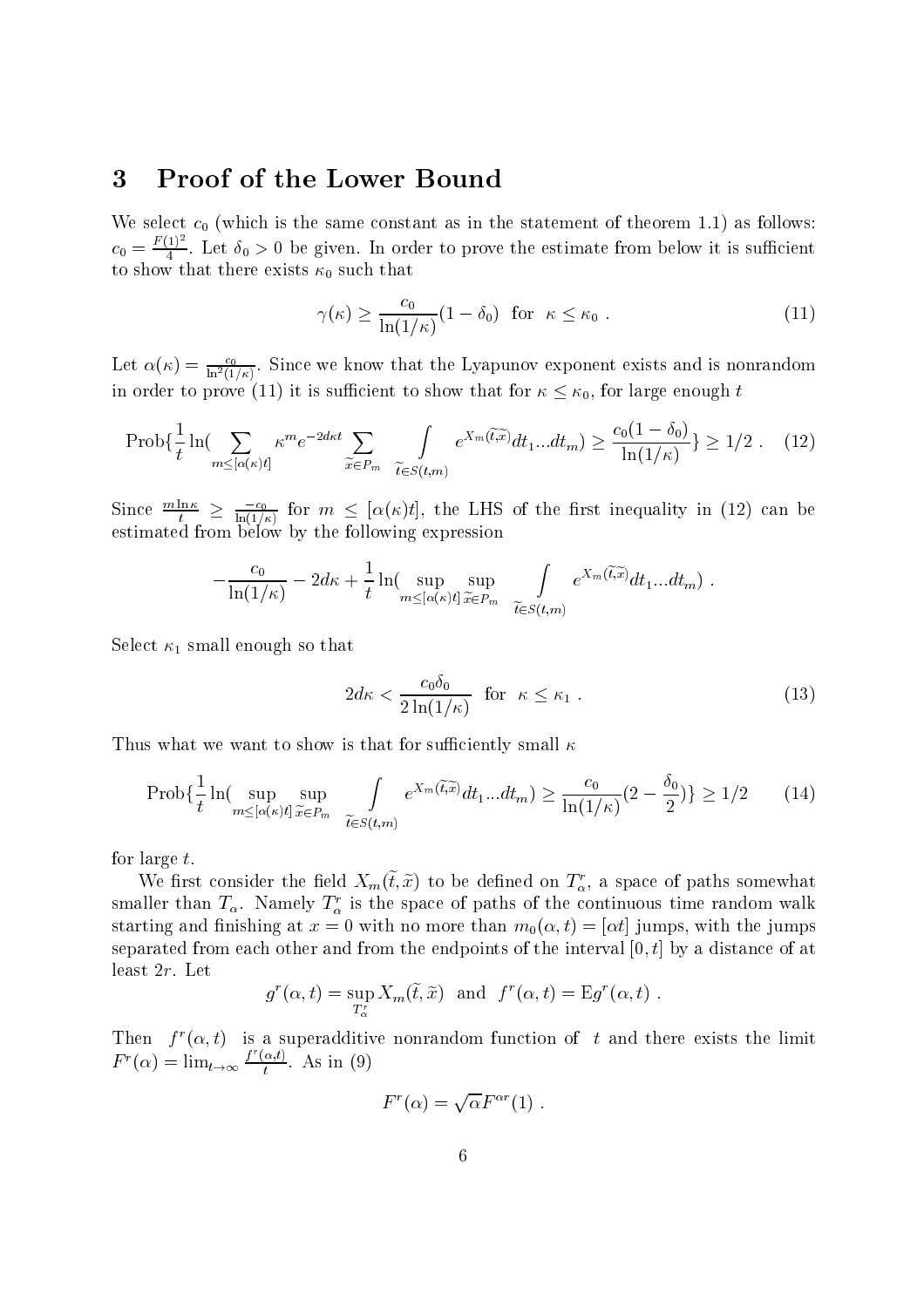## 3 Proof of the Lower Bound

We select $c_0$ (which is the same constant as in the statement of theorem 1.1) as follows: $c_0 = \frac{F(1)^2}{4}$. Let $\delta_0 > 0$ be given. In order to prove the estimate from below it is sufficient to show that there exists $\kappa_0$ such that

$$\gamma(\kappa) \geq \frac{c_0}{\ln(1/\kappa)}(1-\delta_0) \;\; \text{for} \;\; \kappa \leq \kappa_0 \; . \tag{11}$$

Let $\alpha(\kappa) = \frac{c_0}{\ln^2(1/\kappa)}$. Since we know that the Lyapunov exponent exists and is nonrandom in order to prove (11) it is sufficient to show that for $\kappa \leq \kappa_0$, for large enough $t$

$$\text{Prob}\{\frac{1}{t}\ln(\sum_{m \leq [\alpha(\kappa)t]} \kappa^m e^{-2d\kappa t} \sum_{\widetilde{x} \in P_m} \int_{\widetilde{t} \in S(t,m)} e^{X_m(\widetilde{t},\widetilde{x})} dt_1 ... dt_m) \geq \frac{c_0(1-\delta_0)}{\ln(1/\kappa)}\} \geq 1/2 \; . \tag{12}$$

Since $\frac{m \ln \kappa}{t} \geq \frac{-c_0}{\ln(1/\kappa)}$ for $m \leq [\alpha(\kappa)t]$, the LHS of the first inequality in (12) can be estimated from below by the following expression

$$-\frac{c_0}{\ln(1/\kappa)} - 2d\kappa + \frac{1}{t}\ln(\sup_{m \leq [\alpha(\kappa)t]} \sup_{\widetilde{x} \in P_m} \int_{\widetilde{t} \in S(t,m)} e^{X_m(\widetilde{t},\widetilde{x})} dt_1 ... dt_m) \; .$$

Select $\kappa_1$ small enough so that

$$2d\kappa < \frac{c_0 \delta_0}{2\ln(1/\kappa)} \;\; \text{for} \;\; \kappa \leq \kappa_1 \; . \tag{13}$$

Thus what we want to show is that for sufficiently small $\kappa$

$$\text{Prob}\{\frac{1}{t}\ln(\sup_{m \leq [\alpha(\kappa)t]} \sup_{\widetilde{x} \in P_m} \int_{\widetilde{t} \in S(t,m)} e^{X_m(\widetilde{t},\widetilde{x})} dt_1 ... dt_m) \geq \frac{c_0}{\ln(1/\kappa)}(2 - \frac{\delta_0}{2})\} \geq 1/2 \tag{14}$$

for large $t$.

We first consider the field $X_m(\widetilde{t},\widetilde{x})$ to be defined on $T^r_\alpha$, a space of paths somewhat smaller than $T_\alpha$. Namely $T^r_\alpha$ is the space of paths of the continuous time random walk starting and finishing at $x = 0$ with no more than $m_0(\alpha, t) = [\alpha t]$ jumps, with the jumps separated from each other and from the endpoints of the interval $[0, t]$ by a distance of at least $2r$. Let

$$g^r(\alpha, t) = \sup_{T^r_\alpha} X_m(\widetilde{t},\widetilde{x}) \;\; \text{and} \;\; f^r(\alpha, t) = \text{E} g^r(\alpha, t) \; .$$

Then $f^r(\alpha, t)$ is a superadditive nonrandom function of $t$ and there exists the limit $F^r(\alpha) = \lim_{t \to \infty} \frac{f^r(\alpha,t)}{t}$. As in (9)

$$F^r(\alpha) = \sqrt{\alpha} F^{\alpha r}(1) \; .$$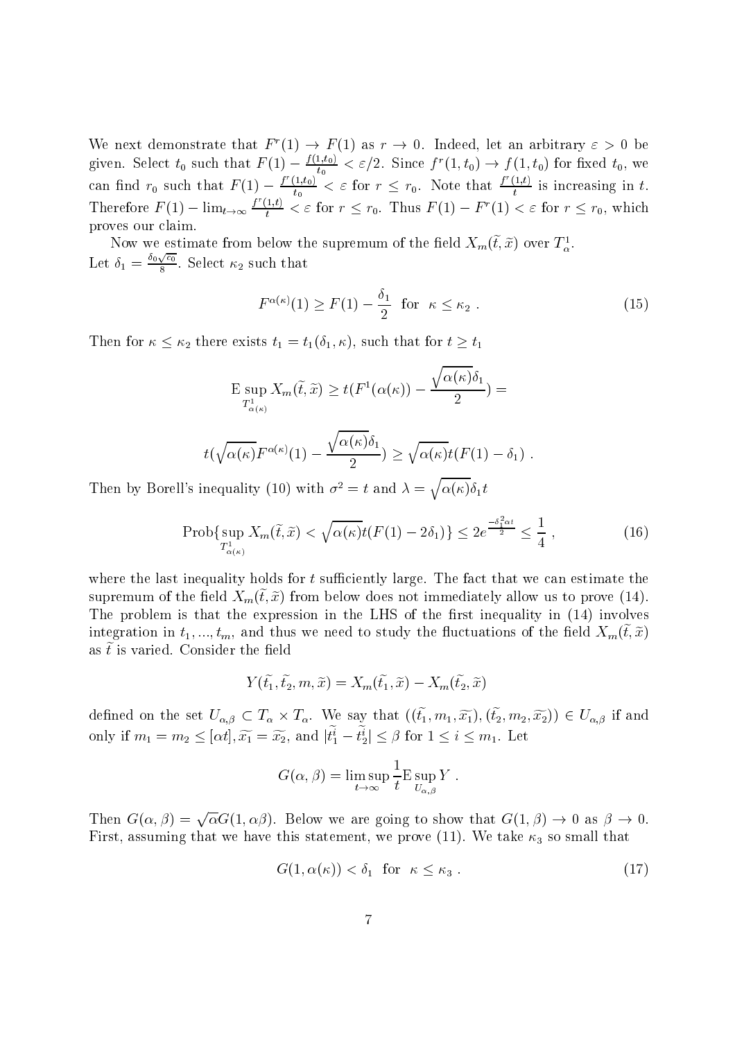We next demonstrate that $F^r(1) \to F(1)$ as $r \to 0$. Indeed, let an arbitrary $\varepsilon > 0$ be given. Select $t_0$ such that $F(1) - \frac{f(1,t_0)}{t_0} < \varepsilon/2$. Since $f^r(1,t_0) \to f(1,t_0)$ for fixed $t_0$, we can find $r_0$ such that $F(1) - \frac{f^r(1,t_0)}{t_0} < \varepsilon$ for $r \le r_0$. Note that $\frac{f^r(1,t)}{t}$ is increasing in $t$. Therefore $F(1) - \lim_{t\to\infty} \frac{f^r(1,t)}{t} < \varepsilon$ for $r \le r_0$. Thus $F(1) - F^r(1) < \varepsilon$ for $r \le r_0$, which proves our claim.

Now we estimate from below the supremum of the field $X_m(\widetilde{t}, \widetilde{x})$ over $T^1_\alpha$.
Let $\delta_1 = \frac{\delta_0 \sqrt{c_0}}{8}$. Select $\kappa_2$ such that

$$
F^{\alpha(\kappa)}(1) \ge F(1) - \frac{\delta_1}{2} \quad \text{for} \quad \kappa \le \kappa_2 \; . \tag{15}
$$

Then for $\kappa \le \kappa_2$ there exists $t_1 = t_1(\delta_1, \kappa)$, such that for $t \ge t_1$

$$
\mathrm{E} \sup_{T^1_{\alpha(\kappa)}} X_m(\widetilde{t}, \widetilde{x}) \ge t(F^1(\alpha(\kappa)) - \frac{\sqrt{\alpha(\kappa)}\delta_1}{2}) =
$$

$$
t(\sqrt{\alpha(\kappa)} F^{\alpha(\kappa)}(1) - \frac{\sqrt{\alpha(\kappa)}\delta_1}{2}) \ge \sqrt{\alpha(\kappa)}\, t (F(1) - \delta_1) \; .
$$

Then by Borell's inequality (10) with $\sigma^2 = t$ and $\lambda = \sqrt{\alpha(\kappa)}\delta_1 t$

$$
\mathrm{Prob}\{ \sup_{T^1_{\alpha(\kappa)}} X_m(\widetilde{t}, \widetilde{x}) < \sqrt{\alpha(\kappa)}\, t(F(1) - 2\delta_1)\} \le 2e^{\frac{-\delta_1^2 \alpha t}{2}} \le \frac{1}{4} \; , \tag{16}
$$

where the last inequality holds for $t$ sufficiently large. The fact that we can estimate the supremum of the field $X_m(\widetilde{t}, \widetilde{x})$ from below does not immediately allow us to prove (14). The problem is that the expression in the LHS of the first inequality in (14) involves integration in $t_1, ..., t_m$, and thus we need to study the fluctuations of the field $X_m(\widetilde{t}, \widetilde{x})$ as $\widetilde{t}$ is varied. Consider the field

$$
Y(\widetilde{t_1}, \widetilde{t_2}, m, \widetilde{x}) = X_m(\widetilde{t_1}, \widetilde{x}) - X_m(\widetilde{t_2}, \widetilde{x})
$$

defined on the set $U_{\alpha,\beta} \subset T_\alpha \times T_\alpha$. We say that $((\widetilde{t_1}, m_1, \widetilde{x_1}), (\widetilde{t_2}, m_2, \widetilde{x_2})) \in U_{\alpha,\beta}$ if and only if $m_1 = m_2 \le [\alpha t], \widetilde{x_1} = \widetilde{x_2}$, and $|\widetilde{t_1^i} - \widetilde{t_2^i}| \le \beta$ for $1 \le i \le m_1$. Let

$$
G(\alpha, \beta) = \limsup_{t\to\infty} \frac{1}{t} \mathrm{E} \sup_{U_{\alpha,\beta}} Y \; .
$$

Then $G(\alpha, \beta) = \sqrt{\alpha} G(1, \alpha\beta)$. Below we are going to show that $G(1, \beta) \to 0$ as $\beta \to 0$. First, assuming that we have this statement, we prove (11). We take $\kappa_3$ so small that

$$
G(1, \alpha(\kappa)) < \delta_1 \quad \text{for} \quad \kappa \le \kappa_3 \; . \tag{17}
$$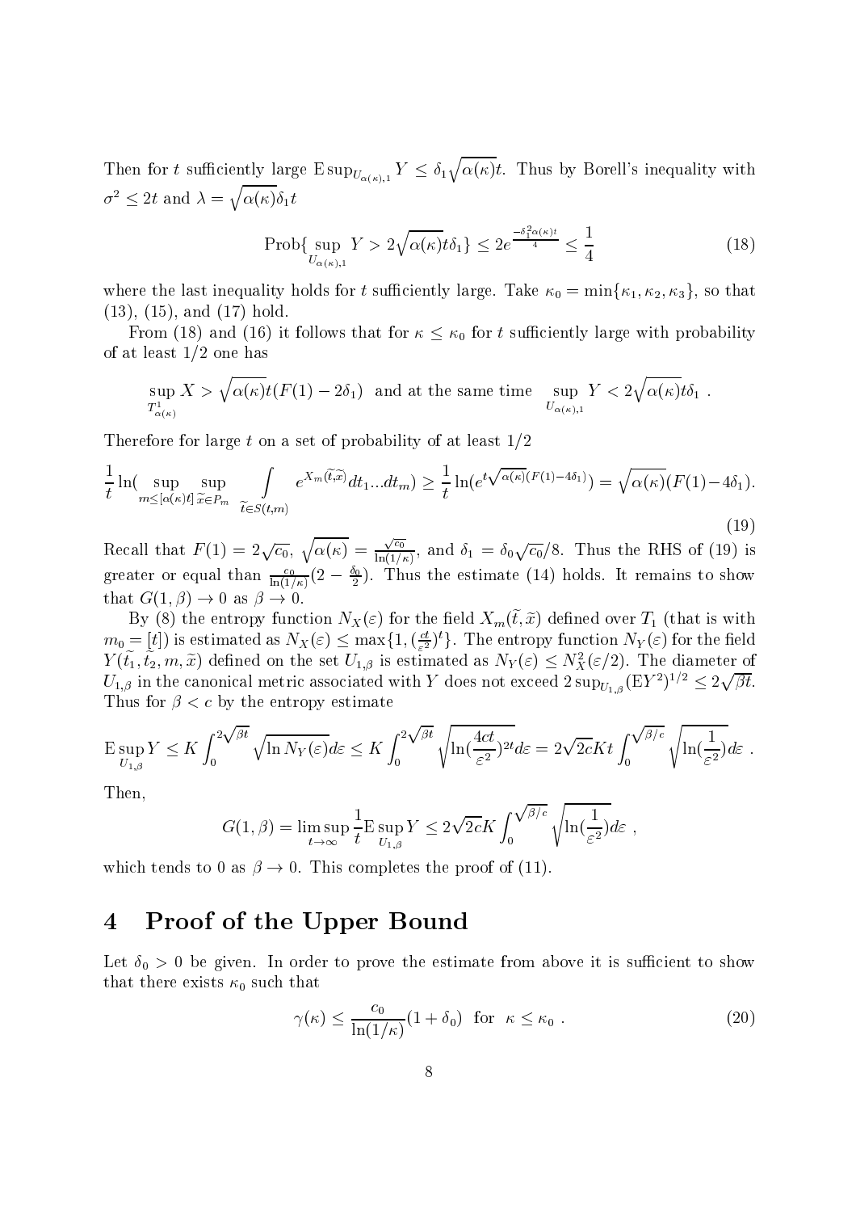Then for $t$ sufficiently large $\mathrm{E}\sup_{U_{\alpha(\kappa),1}} Y \le \delta_1\sqrt{\alpha(\kappa)}t$. Thus by Borell's inequality with $\sigma^2 \le 2t$ and $\lambda = \sqrt{\alpha(\kappa)}\delta_1 t$

$$\mathrm{Prob}\{\sup_{U_{\alpha(\kappa),1}} Y > 2\sqrt{\alpha(\kappa)}t\delta_1\} \le 2e^{\frac{-\delta_1^2\alpha(\kappa)t}{4}} \le \frac{1}{4} \tag{18}$$

where the last inequality holds for $t$ sufficiently large. Take $\kappa_0 = \min\{\kappa_1, \kappa_2, \kappa_3\}$, so that (13), (15), and (17) hold.

From (18) and (16) it follows that for $\kappa \le \kappa_0$ for $t$ sufficiently large with probability of at least $1/2$ one has

$$\sup_{T^1_{\alpha(\kappa)}} X > \sqrt{\alpha(\kappa)}t(F(1) - 2\delta_1) \text{ and at the same time } \sup_{U_{\alpha(\kappa),1}} Y < 2\sqrt{\alpha(\kappa)}t\delta_1 \ .$$

Therefore for large $t$ on a set of probability of at least $1/2$

$$\frac{1}{t}\ln\Big(\sup_{m\le[\alpha(\kappa)t]}\sup_{\widetilde{x}\in P_m}\int_{\widetilde{t}\in S(t,m)} e^{X_m(\widetilde{t},\widetilde{x})}dt_1...dt_m\Big) \ge \frac{1}{t}\ln(e^{t\sqrt{\alpha(\kappa)}(F(1)-4\delta_1)}) = \sqrt{\alpha(\kappa)}(F(1)-4\delta_1). \tag{19}$$

Recall that $F(1) = 2\sqrt{c_0}$, $\sqrt{\alpha(\kappa)} = \frac{\sqrt{c_0}}{\ln(1/\kappa)}$, and $\delta_1 = \delta_0\sqrt{c_0}/8$. Thus the RHS of (19) is greater or equal than $\frac{c_0}{\ln(1/\kappa)}(2 - \frac{\delta_0}{2})$. Thus the estimate (14) holds. It remains to show that $G(1,\beta) \to 0$ as $\beta \to 0$.

By (8) the entropy function $N_X(\varepsilon)$ for the field $X_m(\widetilde{t},\widetilde{x})$ defined over $T_1$ (that is with $m_0 = [t]$) is estimated as $N_X(\varepsilon) \le \max\{1, (\frac{ct}{\varepsilon^2})^t\}$. The entropy function $N_Y(\varepsilon)$ for the field $Y(\widetilde{t_1},\widetilde{t_2},m,\widetilde{x})$ defined on the set $U_{1,\beta}$ is estimated as $N_Y(\varepsilon) \le N_X^2(\varepsilon/2)$. The diameter of $U_{1,\beta}$ in the canonical metric associated with $Y$ does not exceed $2\sup_{U_{1,\beta}}(\mathrm{E}Y^2)^{1/2} \le 2\sqrt{\beta t}$. Thus for $\beta < c$ by the entropy estimate

$$\mathrm{E}\sup_{U_{1,\beta}} Y \le K\int_0^{2\sqrt{\beta t}}\sqrt{\ln N_Y(\varepsilon)}d\varepsilon \le K\int_0^{2\sqrt{\beta t}}\sqrt{\ln(\frac{4ct}{\varepsilon^2})^{2t}}d\varepsilon = 2\sqrt{2c}Kt\int_0^{\sqrt{\beta/c}}\sqrt{\ln(\frac{1}{\varepsilon^2})}d\varepsilon \ .$$

Then,

$$G(1,\beta) = \limsup_{t\to\infty}\frac{1}{t}\mathrm{E}\sup_{U_{1,\beta}} Y \le 2\sqrt{2c}K\int_0^{\sqrt{\beta/c}}\sqrt{\ln(\frac{1}{\varepsilon^2})}d\varepsilon \ ,$$

which tends to 0 as $\beta \to 0$. This completes the proof of (11).

# 4 Proof of the Upper Bound

Let $\delta_0 > 0$ be given. In order to prove the estimate from above it is sufficient to show that there exists $\kappa_0$ such that

$$\gamma(\kappa) \le \frac{c_0}{\ln(1/\kappa)}(1+\delta_0) \text{ for } \kappa \le \kappa_0 \ . \tag{20}$$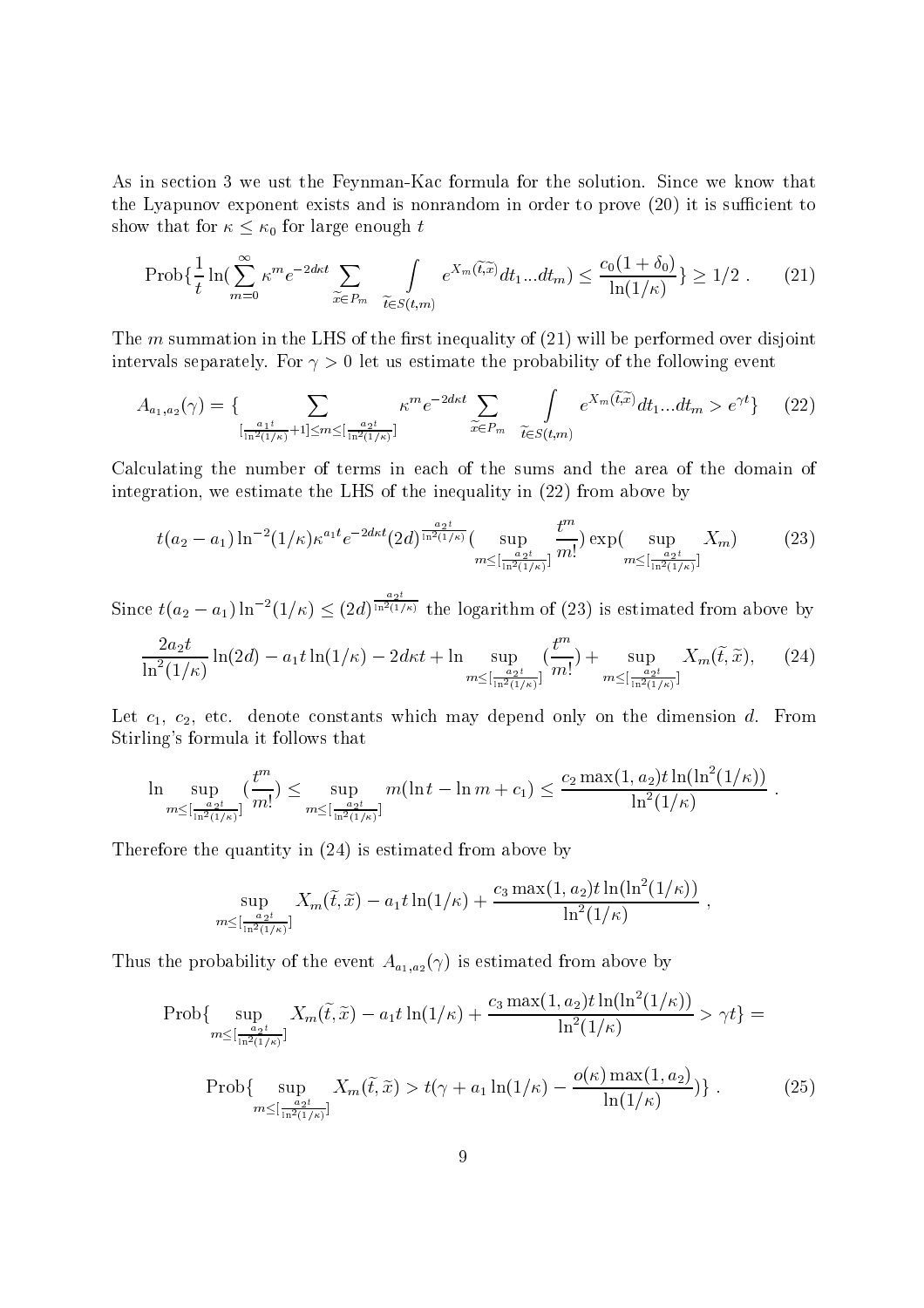As in section 3 we ust the Feynman-Kac formula for the solution. Since we know that the Lyapunov exponent exists and is nonrandom in order to prove (20) it is sufficient to show that for $\kappa \le \kappa_0$ for large enough $t$

$$\mathrm{Prob}\{\frac{1}{t}\ln(\sum_{m=0}^{\infty}\kappa^m e^{-2d\kappa t}\sum_{\widetilde{x}\in P_m}\int_{\widetilde{t}\in S(t,m)} e^{X_m(\widetilde{t},\widetilde{x})}dt_1...dt_m) \le \frac{c_0(1+\delta_0)}{\ln(1/\kappa)}\} \ge 1/2 \ . \tag{21}$$

The $m$ summation in the LHS of the first inequality of (21) will be performed over disjoint intervals separately. For $\gamma > 0$ let us estimate the probability of the following event

$$A_{a_1,a_2}(\gamma) = \{\sum_{[\frac{a_1 t}{\ln^2(1/\kappa)}+1]\le m \le [\frac{a_2 t}{\ln^2(1/\kappa)}]}\kappa^m e^{-2d\kappa t}\sum_{\widetilde{x}\in P_m}\int_{\widetilde{t}\in S(t,m)} e^{X_m(\widetilde{t},\widetilde{x})}dt_1...dt_m > e^{\gamma t}\} \tag{22}$$

Calculating the number of terms in each of the sums and the area of the domain of integration, we estimate the LHS of the inequality in (22) from above by

$$t(a_2-a_1)\ln^{-2}(1/\kappa)\kappa^{a_1 t}e^{-2d\kappa t}(2d)^{\frac{a_2 t}{\ln^2(1/\kappa)}}(\sup_{m\le[\frac{a_2 t}{\ln^2(1/\kappa)}]}\frac{t^m}{m!})\exp(\sup_{m\le[\frac{a_2 t}{\ln^2(1/\kappa)}]}X_m) \tag{23}$$

Since $t(a_2-a_1)\ln^{-2}(1/\kappa) \le (2d)^{\frac{a_2 t}{\ln^2(1/\kappa)}}$ the logarithm of (23) is estimated from above by

$$\frac{2a_2 t}{\ln^2(1/\kappa)}\ln(2d) - a_1 t\ln(1/\kappa) - 2d\kappa t + \ln\sup_{m\le[\frac{a_2 t}{\ln^2(1/\kappa)}]}(\frac{t^m}{m!}) + \sup_{m\le[\frac{a_2 t}{\ln^2(1/\kappa)}]}X_m(\widetilde{t},\widetilde{x}), \tag{24}$$

Let $c_1$, $c_2$, etc. denote constants which may depend only on the dimension $d$. From Stirling's formula it follows that

$$\ln\sup_{m\le[\frac{a_2 t}{\ln^2(1/\kappa)}]}(\frac{t^m}{m!}) \le \sup_{m\le[\frac{a_2 t}{\ln^2(1/\kappa)}]} m(\ln t - \ln m + c_1) \le \frac{c_2\max(1,a_2)t\ln(\ln^2(1/\kappa))}{\ln^2(1/\kappa)} \ .$$

Therefore the quantity in (24) is estimated from above by

$$\sup_{m\le[\frac{a_2 t}{\ln^2(1/\kappa)}]}X_m(\widetilde{t},\widetilde{x}) - a_1 t\ln(1/\kappa) + \frac{c_3\max(1,a_2)t\ln(\ln^2(1/\kappa))}{\ln^2(1/\kappa)} \ ,$$

Thus the probability of the event $A_{a_1,a_2}(\gamma)$ is estimated from above by

$$\mathrm{Prob}\{\sup_{m\le[\frac{a_2 t}{\ln^2(1/\kappa)}]}X_m(\widetilde{t},\widetilde{x}) - a_1 t\ln(1/\kappa) + \frac{c_3\max(1,a_2)t\ln(\ln^2(1/\kappa))}{\ln^2(1/\kappa)} > \gamma t\} =$$

$$\mathrm{Prob}\{\sup_{m\le[\frac{a_2 t}{\ln^2(1/\kappa)}]}X_m(\widetilde{t},\widetilde{x}) > t(\gamma + a_1\ln(1/\kappa) - \frac{o(\kappa)\max(1,a_2)}{\ln(1/\kappa)})\} \ . \tag{25}$$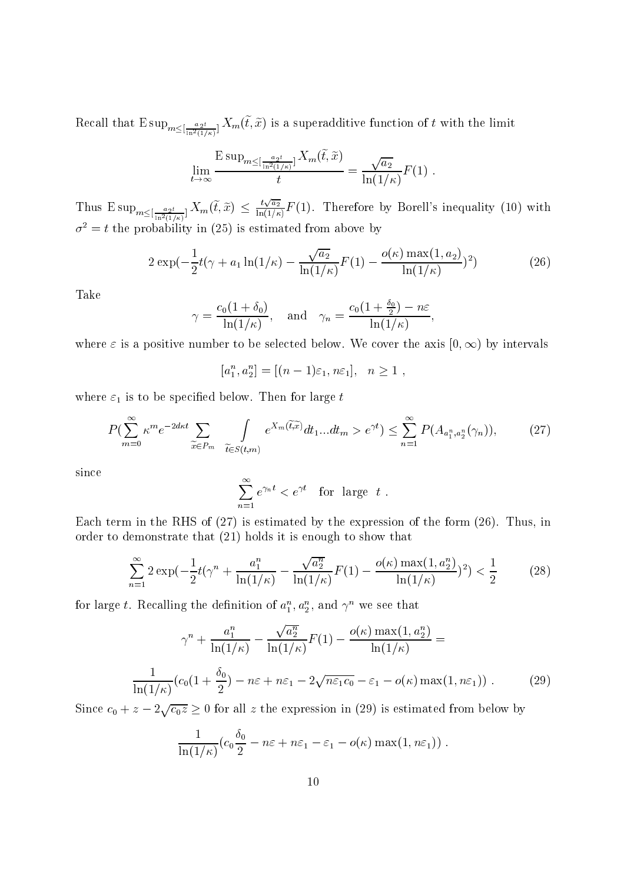Recall that $\mathrm{E}\sup_{m\le[\frac{a_2 t}{\ln^2(1/\kappa)}]} X_m(\widetilde{t},\widetilde{x})$ is a superadditive function of $t$ with the limit

$$\lim_{t\to\infty}\frac{\mathrm{E}\sup_{m\le[\frac{a_2 t}{\ln^2(1/\kappa)}]} X_m(\widetilde{t},\widetilde{x})}{t}=\frac{\sqrt{a_2}}{\ln(1/\kappa)}F(1)\ .$$

Thus $\mathrm{E}\sup_{m\le[\frac{a_2 t}{\ln^2(1/\kappa)}]} X_m(\widetilde{t},\widetilde{x})\le\frac{t\sqrt{a_2}}{\ln(1/\kappa)}F(1)$. Therefore by Borell's inequality (10) with $\sigma^2=t$ the probability in (25) is estimated from above by

$$2\exp(-\frac{1}{2}t(\gamma+a_1\ln(1/\kappa)-\frac{\sqrt{a_2}}{\ln(1/\kappa)}F(1)-\frac{o(\kappa)\max(1,a_2)}{\ln(1/\kappa)})^2) \tag{26}$$

Take

$$\gamma=\frac{c_0(1+\delta_0)}{\ln(1/\kappa)},\quad\text{and}\quad\gamma_n=\frac{c_0(1+\frac{\delta_0}{2})-n\varepsilon}{\ln(1/\kappa)},$$

where $\varepsilon$ is a positive number to be selected below. We cover the axis $[0,\infty)$ by intervals

$$[a_1^n,a_2^n]=[(n-1)\varepsilon_1,n\varepsilon_1],\quad n\ge 1\ ,$$

where $\varepsilon_1$ is to be specified below. Then for large $t$

$$P(\sum_{m=0}^{\infty}\kappa^m e^{-2d\kappa t}\sum_{\widetilde{x}\in P_m}\int_{\widetilde{t}\in S(t,m)}e^{X_m(\widetilde{t},\widetilde{x})}dt_1...dt_m>e^{\gamma t})\le\sum_{n=1}^{\infty}P(A_{a_1^n,a_2^n}(\gamma_n)), \tag{27}$$

since

$$\sum_{n=1}^{\infty}e^{\gamma_n t}<e^{\gamma t}\quad\text{for large}\ \ t\ .$$

Each term in the RHS of (27) is estimated by the expression of the form (26). Thus, in order to demonstrate that (21) holds it is enough to show that

$$\sum_{n=1}^{\infty}2\exp(-\frac{1}{2}t(\gamma^n+\frac{a_1^n}{\ln(1/\kappa)}-\frac{\sqrt{a_2^n}}{\ln(1/\kappa)}F(1)-\frac{o(\kappa)\max(1,a_2^n)}{\ln(1/\kappa)})^2)<\frac{1}{2} \tag{28}$$

for large $t$. Recalling the definition of $a_1^n$, $a_2^n$, and $\gamma^n$ we see that

$$\gamma^n+\frac{a_1^n}{\ln(1/\kappa)}-\frac{\sqrt{a_2^n}}{\ln(1/\kappa)}F(1)-\frac{o(\kappa)\max(1,a_2^n)}{\ln(1/\kappa)}=$$

$$\frac{1}{\ln(1/\kappa)}(c_0(1+\frac{\delta_0}{2})-n\varepsilon+n\varepsilon_1-2\sqrt{n\varepsilon_1 c_0}-\varepsilon_1-o(\kappa)\max(1,n\varepsilon_1))\ . \tag{29}$$

Since $c_0+z-2\sqrt{c_0 z}\ge 0$ for all $z$ the expression in (29) is estimated from below by

$$\frac{1}{\ln(1/\kappa)}(c_0\frac{\delta_0}{2}-n\varepsilon+n\varepsilon_1-\varepsilon_1-o(\kappa)\max(1,n\varepsilon_1))\ .$$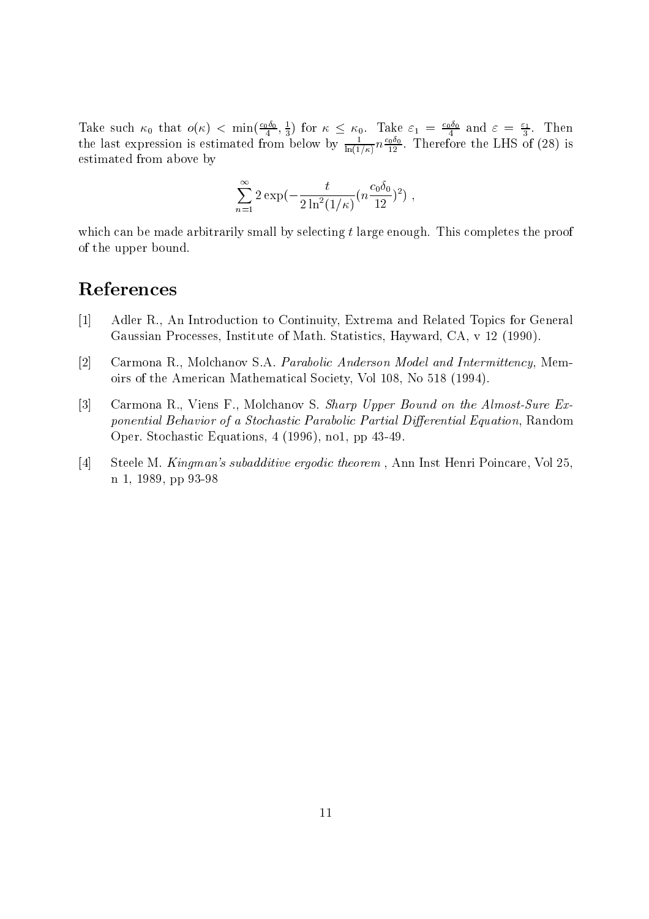Take such $\kappa_0$ that $o(\kappa) < \min(\frac{c_0\delta_0}{4}, \frac{1}{3})$ for $\kappa \leq \kappa_0$. Take $\varepsilon_1 = \frac{c_0\delta_0}{4}$ and $\varepsilon = \frac{\varepsilon_1}{3}$. Then the last expression is estimated from below by $\frac{1}{\ln(1/\kappa)} n \frac{c_0\delta_0}{12}$. Therefore the LHS of (28) is estimated from above by

$$\sum_{n=1}^{\infty} 2\exp\left(-\frac{t}{2\ln^2(1/\kappa)}\left(n\frac{c_0\delta_0}{12}\right)^2\right) ,$$

which can be made arbitrarily small by selecting $t$ large enough. This completes the proof of the upper bound.

# References

[1] Adler R., An Introduction to Continuity, Extrema and Related Topics for General Gaussian Processes, Institute of Math. Statistics, Hayward, CA, v 12 (1990).

[2] Carmona R., Molchanov S.A. *Parabolic Anderson Model and Intermittency*, Memoirs of the American Mathematical Society, Vol 108, No 518 (1994).

[3] Carmona R., Viens F., Molchanov S. *Sharp Upper Bound on the Almost-Sure Exponential Behavior of a Stochastic Parabolic Partial Differential Equation*, Random Oper. Stochastic Equations, 4 (1996), no1, pp 43-49.

[4] Steele M. *Kingman's subadditive ergodic theorem* , Ann Inst Henri Poincare, Vol 25, n 1, 1989, pp 93-98